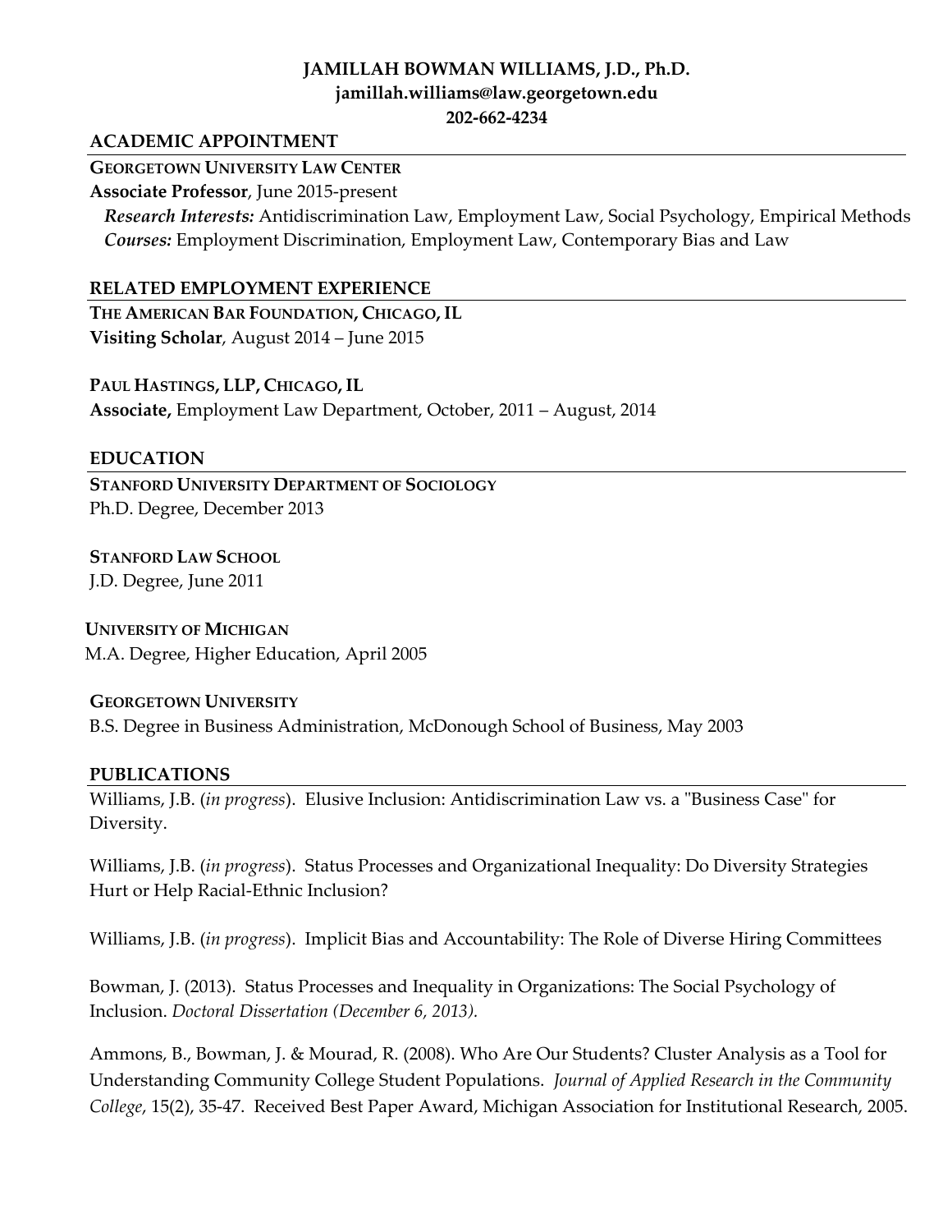# JAMILLAH BOWMAN WILLIAMS, J.D., Ph.D.

**jamillah.williams@law.georgetown.edu**

**202-662-4234**

## ACADEMIC APPOINTMENT

**GEORGETOWN UNIVERSITY LAW CENTER**

**Associate Professor**, June 2015-present

***Research Interests:*** Antidiscrimination Law, Employment Law, Social Psychology, Empirical Methods

***Courses:*** Employment Discrimination, Employment Law, Contemporary Bias and Law

## RELATED EMPLOYMENT EXPERIENCE

**THE AMERICAN BAR FOUNDATION, CHICAGO, IL**

**Visiting Scholar**, August 2014 – June 2015

**PAUL HASTINGS, LLP, CHICAGO, IL**

**Associate,** Employment Law Department, October, 2011 – August, 2014

## EDUCATION

**STANFORD UNIVERSITY DEPARTMENT OF SOCIOLOGY**

Ph.D. Degree, December 2013

**STANFORD LAW SCHOOL**

J.D. Degree, June 2011

**UNIVERSITY OF MICHIGAN**

M.A. Degree, Higher Education, April 2005

**GEORGETOWN UNIVERSITY**

B.S. Degree in Business Administration, McDonough School of Business, May 2003

## PUBLICATIONS

Williams, J.B. (*in progress*). Elusive Inclusion: Antidiscrimination Law vs. a "Business Case" for Diversity.

Williams, J.B. (*in progress*). Status Processes and Organizational Inequality: Do Diversity Strategies Hurt or Help Racial-Ethnic Inclusion?

Williams, J.B. (*in progress*). Implicit Bias and Accountability: The Role of Diverse Hiring Committees

Bowman, J. (2013). Status Processes and Inequality in Organizations: The Social Psychology of Inclusion. *Doctoral Dissertation (December 6, 2013).*

Ammons, B., Bowman, J. & Mourad, R. (2008). Who Are Our Students? Cluster Analysis as a Tool for Understanding Community College Student Populations. *Journal of Applied Research in the Community College*, 15(2), 35-47. Received Best Paper Award, Michigan Association for Institutional Research, 2005.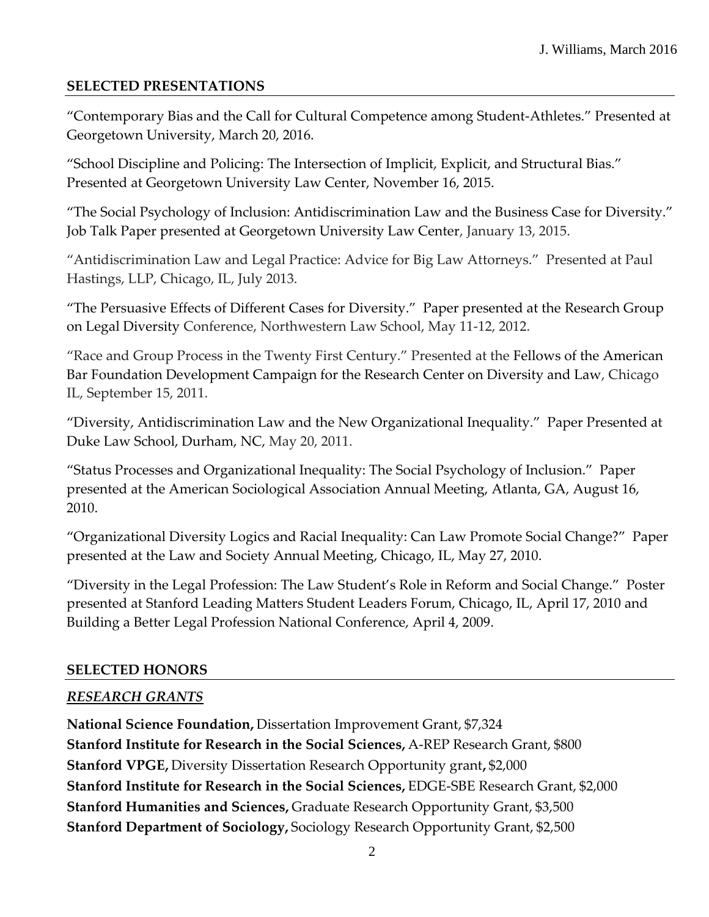## SELECTED PRESENTATIONS

"Contemporary Bias and the Call for Cultural Competence among Student-Athletes." Presented at Georgetown University, March 20, 2016.

"School Discipline and Policing: The Intersection of Implicit, Explicit, and Structural Bias." Presented at Georgetown University Law Center, November 16, 2015.

"The Social Psychology of Inclusion: Antidiscrimination Law and the Business Case for Diversity." Job Talk Paper presented at Georgetown University Law Center, January 13, 2015.

"Antidiscrimination Law and Legal Practice: Advice for Big Law Attorneys." Presented at Paul Hastings, LLP, Chicago, IL, July 2013.

"The Persuasive Effects of Different Cases for Diversity." Paper presented at the Research Group on Legal Diversity Conference, Northwestern Law School, May 11-12, 2012.

"Race and Group Process in the Twenty First Century." Presented at the Fellows of the American Bar Foundation Development Campaign for the Research Center on Diversity and Law, Chicago IL, September 15, 2011.

"Diversity, Antidiscrimination Law and the New Organizational Inequality." Paper Presented at Duke Law School, Durham, NC, May 20, 2011.

"Status Processes and Organizational Inequality: The Social Psychology of Inclusion." Paper presented at the American Sociological Association Annual Meeting, Atlanta, GA, August 16, 2010.

"Organizational Diversity Logics and Racial Inequality: Can Law Promote Social Change?" Paper presented at the Law and Society Annual Meeting, Chicago, IL, May 27, 2010.

"Diversity in the Legal Profession: The Law Student's Role in Reform and Social Change." Poster presented at Stanford Leading Matters Student Leaders Forum, Chicago, IL, April 17, 2010 and Building a Better Legal Profession National Conference, April 4, 2009.

## SELECTED HONORS

### *RESEARCH GRANTS*

**National Science Foundation,** Dissertation Improvement Grant, $7,324
**Stanford Institute for Research in the Social Sciences,** A-REP Research Grant, $800
**Stanford VPGE,** Diversity Dissertation Research Opportunity grant**,** $2,000
**Stanford Institute for Research in the Social Sciences,** EDGE-SBE Research Grant, $2,000
**Stanford Humanities and Sciences,** Graduate Research Opportunity Grant, $3,500
**Stanford Department of Sociology,** Sociology Research Opportunity Grant, $2,500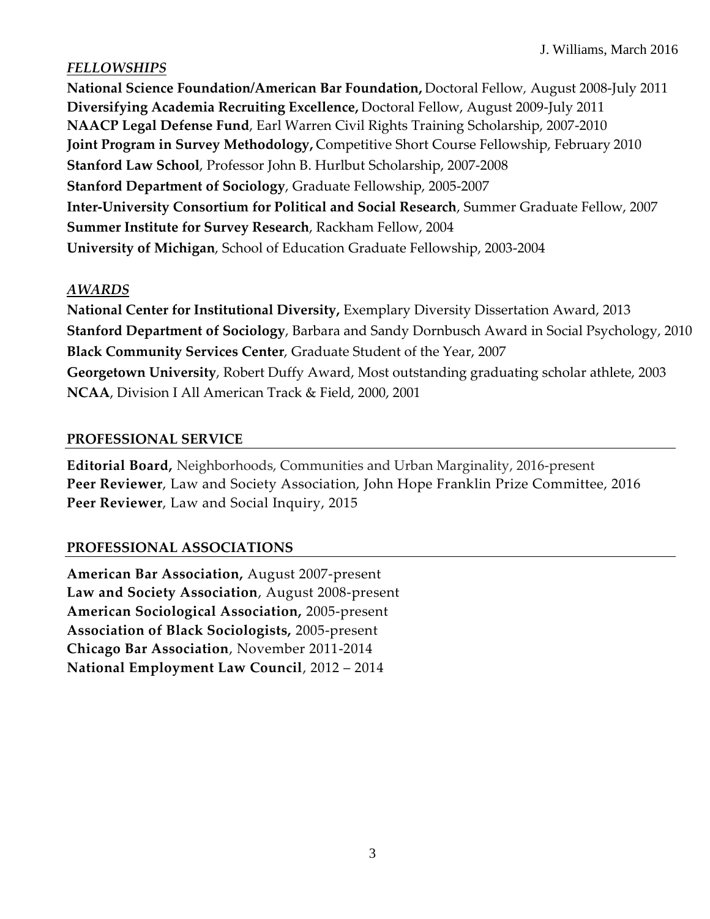### *FELLOWSHIPS*

**National Science Foundation/American Bar Foundation,** Doctoral Fellow, August 2008-July 2011
**Diversifying Academia Recruiting Excellence,** Doctoral Fellow, August 2009-July 2011
**NAACP Legal Defense Fund**, Earl Warren Civil Rights Training Scholarship, 2007-2010
**Joint Program in Survey Methodology,** Competitive Short Course Fellowship, February 2010
**Stanford Law School**, Professor John B. Hurlbut Scholarship, 2007-2008
**Stanford Department of Sociology**, Graduate Fellowship, 2005-2007
**Inter-University Consortium for Political and Social Research**, Summer Graduate Fellow, 2007
**Summer Institute for Survey Research**, Rackham Fellow, 2004
**University of Michigan**, School of Education Graduate Fellowship, 2003-2004

### *AWARDS*

**National Center for Institutional Diversity,** Exemplary Diversity Dissertation Award, 2013
**Stanford Department of Sociology**, Barbara and Sandy Dornbusch Award in Social Psychology, 2010
**Black Community Services Center**, Graduate Student of the Year, 2007
**Georgetown University**, Robert Duffy Award, Most outstanding graduating scholar athlete, 2003
**NCAA**, Division I All American Track & Field, 2000, 2001

## PROFESSIONAL SERVICE

**Editorial Board,** Neighborhoods, Communities and Urban Marginality, 2016-present
**Peer Reviewer**, Law and Society Association, John Hope Franklin Prize Committee, 2016
**Peer Reviewer**, Law and Social Inquiry, 2015

## PROFESSIONAL ASSOCIATIONS

**American Bar Association,** August 2007-present
**Law and Society Association**, August 2008-present
**American Sociological Association,** 2005-present
**Association of Black Sociologists,** 2005-present
**Chicago Bar Association**, November 2011-2014
**National Employment Law Council**, 2012 – 2014